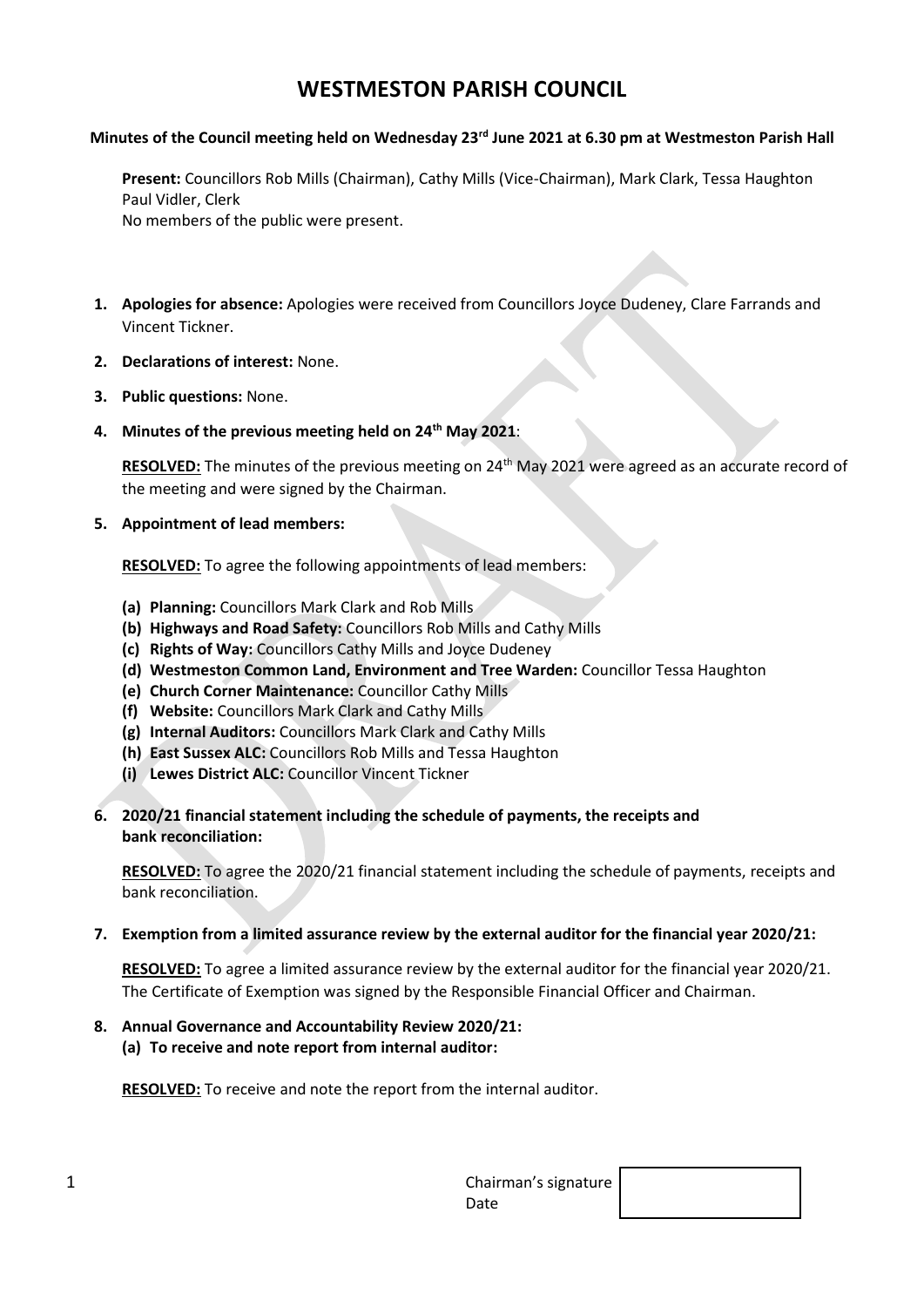# WESTMESTON PARISH COUNCIL

**Minutes of the Council meeting held on Wednesday 23rd June 2021 at 6.30 pm at Westmeston Parish Hall**

**Present:** Councillors Rob Mills (Chairman), Cathy Mills (Vice-Chairman), Mark Clark, Tessa Haughton
Paul Vidler, Clerk
No members of the public were present.

1. **Apologies for absence:** Apologies were received from Councillors Joyce Dudeney, Clare Farrands and Vincent Tickner.

2. **Declarations of interest:** None.

3. **Public questions:** None.

4. **Minutes of the previous meeting held on 24th May 2021**:

   **RESOLVED:** The minutes of the previous meeting on 24th May 2021 were agreed as an accurate record of the meeting and were signed by the Chairman.

5. **Appointment of lead members:**

   **RESOLVED:** To agree the following appointments of lead members:

   **(a) Planning:** Councillors Mark Clark and Rob Mills
   **(b) Highways and Road Safety:** Councillors Rob Mills and Cathy Mills
   **(c) Rights of Way:** Councillors Cathy Mills and Joyce Dudeney
   **(d) Westmeston Common Land, Environment and Tree Warden:** Councillor Tessa Haughton
   **(e) Church Corner Maintenance:** Councillor Cathy Mills
   **(f) Website:** Councillors Mark Clark and Cathy Mills
   **(g) Internal Auditors:** Councillors Mark Clark and Cathy Mills
   **(h) East Sussex ALC:** Councillors Rob Mills and Tessa Haughton
   **(i) Lewes District ALC:** Councillor Vincent Tickner

6. **2020/21 financial statement including the schedule of payments, the receipts and bank reconciliation:**

   **RESOLVED:** To agree the 2020/21 financial statement including the schedule of payments, receipts and bank reconciliation.

7. **Exemption from a limited assurance review by the external auditor for the financial year 2020/21:**

   **RESOLVED:** To agree a limited assurance review by the external auditor for the financial year 2020/21. The Certificate of Exemption was signed by the Responsible Financial Officer and Chairman.

8. **Annual Governance and Accountability Review 2020/21:**
   **(a) To receive and note report from internal auditor:**

   **RESOLVED:** To receive and note the report from the internal auditor.

Chairman's signature
Date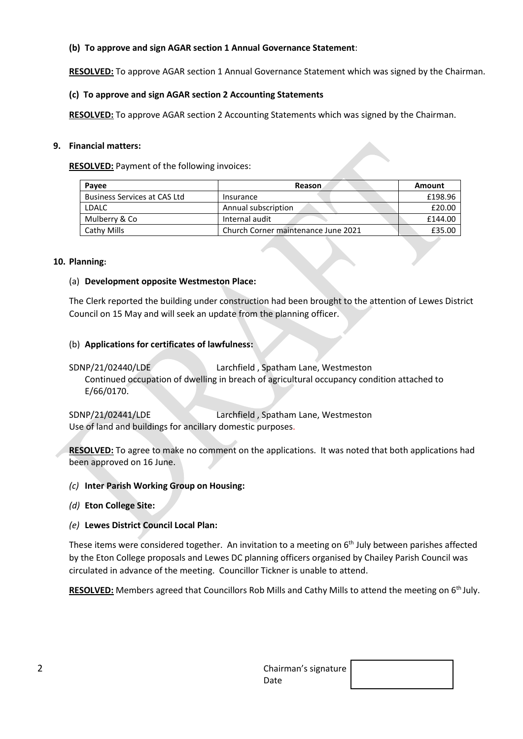**(b) To approve and sign AGAR section 1 Annual Governance Statement**:

**RESOLVED:** To approve AGAR section 1 Annual Governance Statement which was signed by the Chairman.

**(c) To approve and sign AGAR section 2 Accounting Statements**

**RESOLVED:** To approve AGAR section 2 Accounting Statements which was signed by the Chairman.

**9. Financial matters:**

**RESOLVED:** Payment of the following invoices:

| Payee | Reason | Amount |
|---|---|---|
| Business Services at CAS Ltd | Insurance | £198.96 |
| LDALC | Annual subscription | £20.00 |
| Mulberry & Co | Internal audit | £144.00 |
| Cathy Mills | Church Corner maintenance June 2021 | £35.00 |

**10. Planning:**

(a) **Development opposite Westmeston Place:**

The Clerk reported the building under construction had been brought to the attention of Lewes District Council on 15 May and will seek an update from the planning officer.

(b) **Applications for certificates of lawfulness:**

SDNP/21/02440/LDE    Larchfield , Spatham Lane, Westmeston
Continued occupation of dwelling in breach of agricultural occupancy condition attached to E/66/0170.

SDNP/21/02441/LDE    Larchfield , Spatham Lane, Westmeston
Use of land and buildings for ancillary domestic purposes.

**RESOLVED:** To agree to make no comment on the applications. It was noted that both applications had been approved on 16 June.

*(c)* **Inter Parish Working Group on Housing:**

*(d)* **Eton College Site:**

*(e)* **Lewes District Council Local Plan:**

These items were considered together. An invitation to a meeting on 6th July between parishes affected by the Eton College proposals and Lewes DC planning officers organised by Chailey Parish Council was circulated in advance of the meeting. Councillor Tickner is unable to attend.

**RESOLVED:** Members agreed that Councillors Rob Mills and Cathy Mills to attend the meeting on 6th July.

Chairman's signature
Date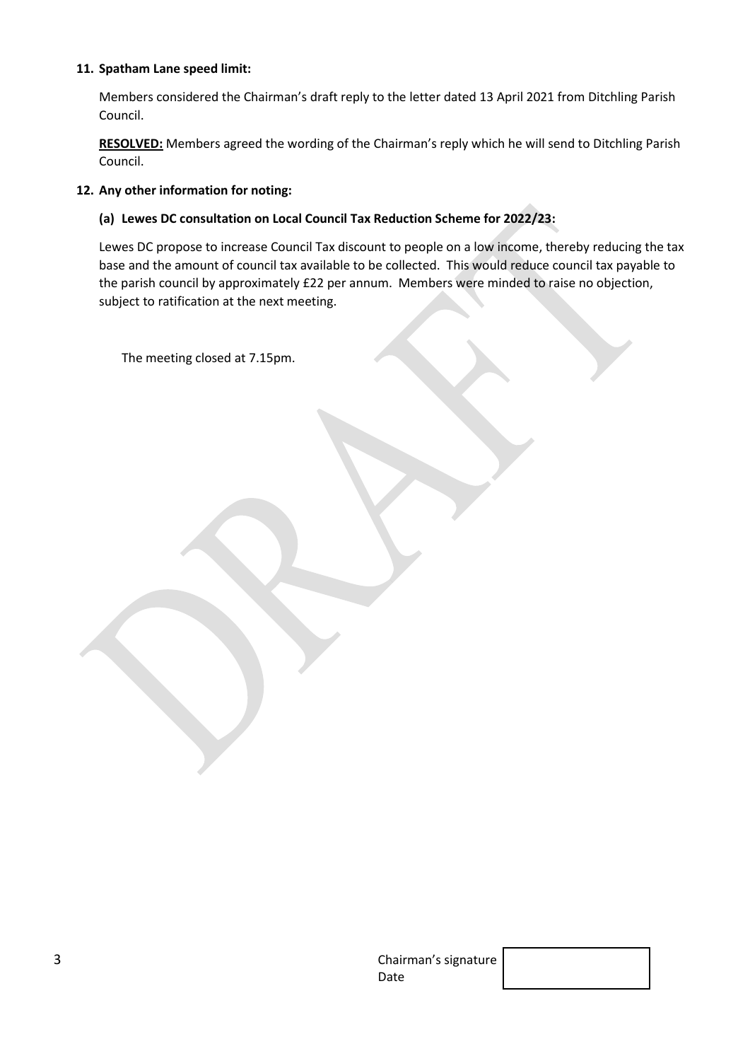**11. Spatham Lane speed limit:**

Members considered the Chairman's draft reply to the letter dated 13 April 2021 from Ditchling Parish Council.

**RESOLVED:** Members agreed the wording of the Chairman's reply which he will send to Ditchling Parish Council.

**12. Any other information for noting:**

**(a) Lewes DC consultation on Local Council Tax Reduction Scheme for 2022/23:**

Lewes DC propose to increase Council Tax discount to people on a low income, thereby reducing the tax base and the amount of council tax available to be collected. This would reduce council tax payable to the parish council by approximately £22 per annum. Members were minded to raise no objection, subject to ratification at the next meeting.

The meeting closed at 7.15pm.

Chairman's signature
Date